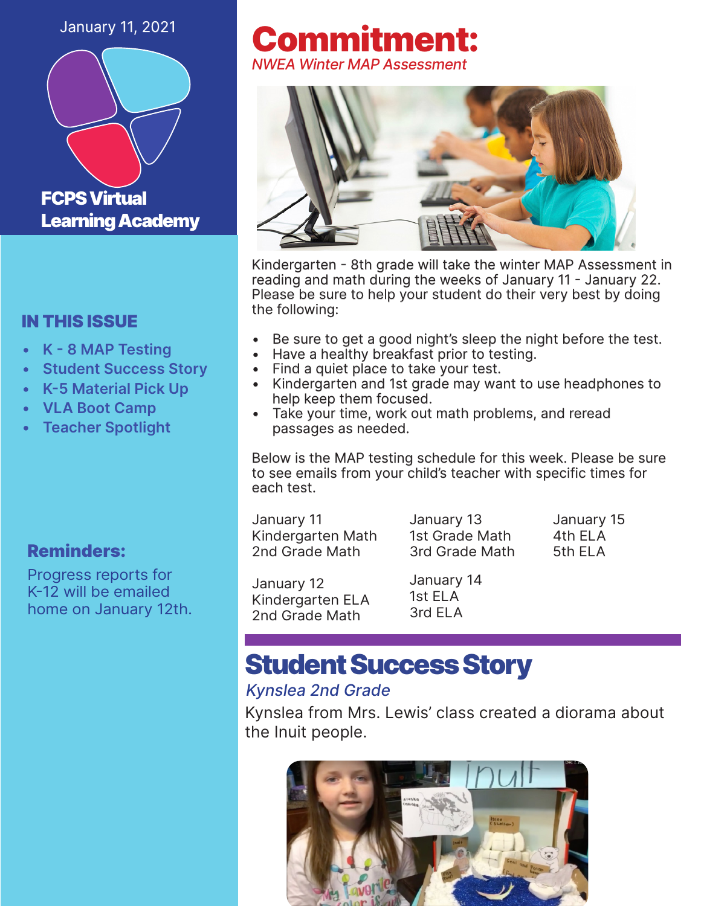January 11, 2021

**FCPS Virtual Learning Academy**

## IN THIS ISSUE

- K - 8 MAP Testing
- Student Success Story
- K-5 Material Pick Up
- VLA Boot Camp
- Teacher Spotlight

## Reminders:

Progress reports for K-12 will be emailed home on January 12th.

# Commitment:

*NWEA Winter MAP Assessment*

Kindergarten - 8th grade will take the winter MAP Assessment in reading and math during the weeks of January 11 - January 22. Please be sure to help your student do their very best by doing the following:

- Be sure to get a good night's sleep the night before the test.
- Have a healthy breakfast prior to testing.
- Find a quiet place to take your test.
- Kindergarten and 1st grade may want to use headphones to help keep them focused.
- Take your time, work out math problems, and reread passages as needed.

Below is the MAP testing schedule for this week. Please be sure to see emails from your child's teacher with specific times for each test.

January 11
Kindergarten Math
2nd Grade Math

January 12
Kindergarten ELA
2nd Grade Math

January 13
1st Grade Math
3rd Grade Math

January 14
1st ELA
3rd ELA

January 15
4th ELA
5th ELA

# Student Success Story

*Kynslea 2nd Grade*

Kynslea from Mrs. Lewis' class created a diorama about the Inuit people.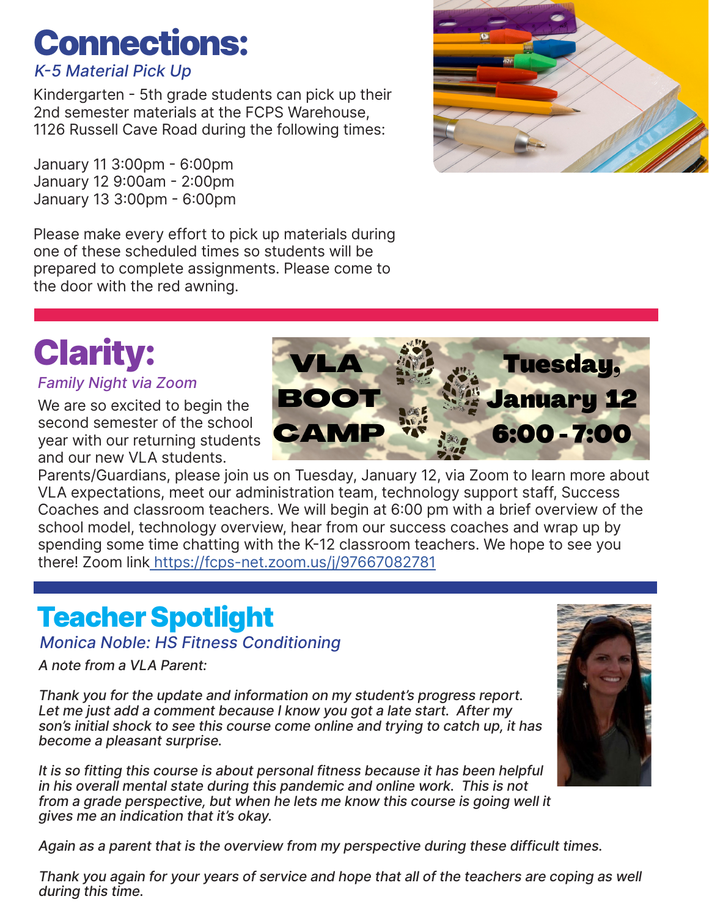# Connections:

*K-5 Material Pick Up*

Kindergarten - 5th grade students can pick up their 2nd semester materials at the FCPS Warehouse, 1126 Russell Cave Road during the following times:

January 11 3:00pm - 6:00pm
January 12 9:00am - 2:00pm
January 13 3:00pm - 6:00pm

Please make every effort to pick up materials during one of these scheduled times so students will be prepared to complete assignments. Please come to the door with the red awning.

# Clarity:

*Family Night via Zoom*

VLA BOOT CAMP

Tuesday, January 12 6:00 - 7:00

We are so excited to begin the second semester of the school year with our returning students and our new VLA students. Parents/Guardians, please join us on Tuesday, January 12, via Zoom to learn more about VLA expectations, meet our administration team, technology support staff, Success Coaches and classroom teachers. We will begin at 6:00 pm with a brief overview of the school model, technology overview, hear from our success coaches and wrap up by spending some time chatting with the K-12 classroom teachers. We hope to see you there! Zoom link https://fcps-net.zoom.us/j/97667082781

# Teacher Spotlight

*Monica Noble: HS Fitness Conditioning*

*A note from a VLA Parent:*

*Thank you for the update and information on my student's progress report. Let me just add a comment because I know you got a late start. After my son's initial shock to see this course come online and trying to catch up, it has become a pleasant surprise.*

*It is so fitting this course is about personal fitness because it has been helpful in his overall mental state during this pandemic and online work. This is not from a grade perspective, but when he lets me know this course is going well it gives me an indication that it's okay.*

*Again as a parent that is the overview from my perspective during these difficult times.*

*Thank you again for your years of service and hope that all of the teachers are coping as well during this time.*